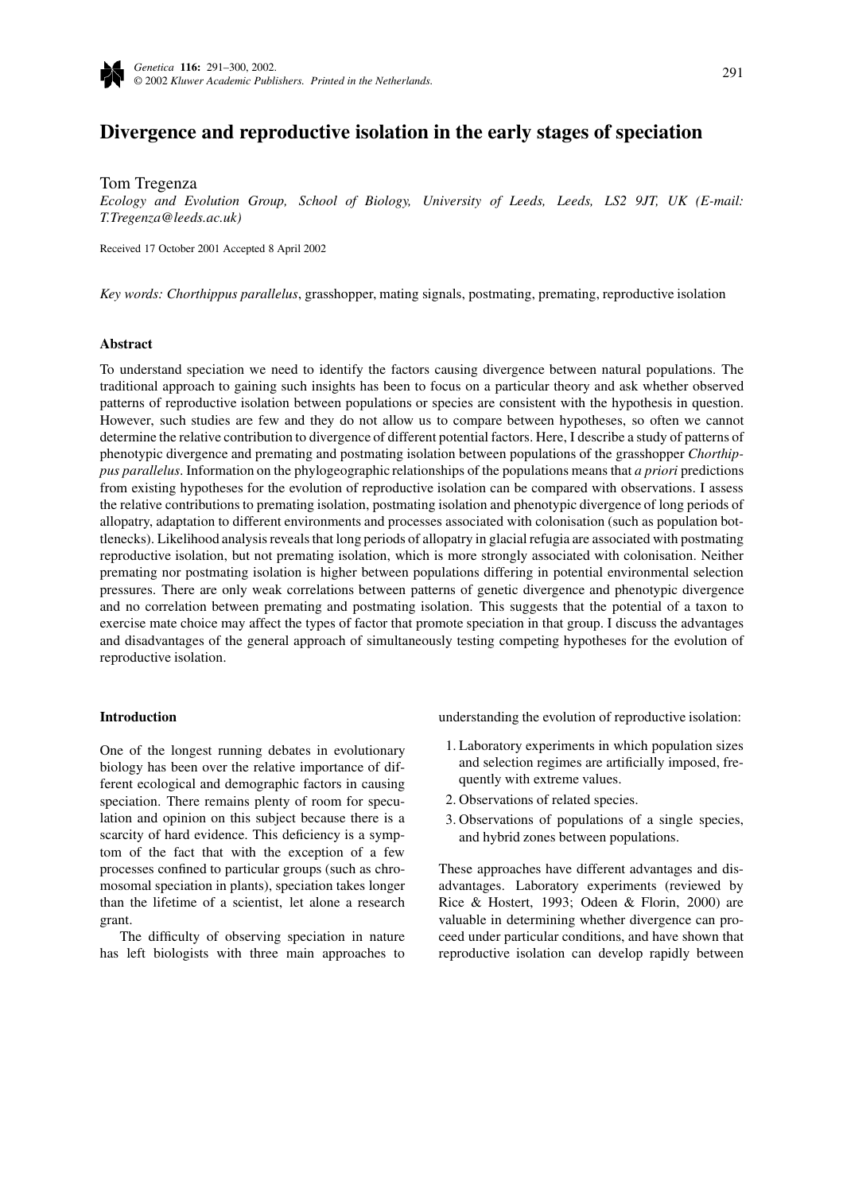# Divergence and reproductive isolation in the early stages of speciation

Tom Tregenza

*Ecology and Evolution Group, School of Biology, University of Leeds, Leeds, LS2 9JT, UK (E-mail: T.Tregenza@leeds.ac.uk)*

Received 17 October 2001 Accepted 8 April 2002

*Key words: Chorthippus parallelus*, grasshopper, mating signals, postmating, premating, reproductive isolation

## Abstract

To understand speciation we need to identify the factors causing divergence between natural populations. The traditional approach to gaining such insights has been to focus on a particular theory and ask whether observed patterns of reproductive isolation between populations or species are consistent with the hypothesis in question. However, such studies are few and they do not allow us to compare between hypotheses, so often we cannot determine the relative contribution to divergence of different potential factors. Here, I describe a study of patterns of phenotypic divergence and premating and postmating isolation between populations of the grasshopper *Chorthippus parallelus*. Information on the phylogeographic relationships of the populations means that *a priori* predictions from existing hypotheses for the evolution of reproductive isolation can be compared with observations. I assess the relative contributions to premating isolation, postmating isolation and phenotypic divergence of long periods of allopatry, adaptation to different environments and processes associated with colonisation (such as population bottlenecks). Likelihood analysis reveals that long periods of allopatry in glacial refugia are associated with postmating reproductive isolation, but not premating isolation, which is more strongly associated with colonisation. Neither premating nor postmating isolation is higher between populations differing in potential environmental selection pressures. There are only weak correlations between patterns of genetic divergence and phenotypic divergence and no correlation between premating and postmating isolation. This suggests that the potential of a taxon to exercise mate choice may affect the types of factor that promote speciation in that group. I discuss the advantages and disadvantages of the general approach of simultaneously testing competing hypotheses for the evolution of reproductive isolation.

## Introduction

One of the longest running debates in evolutionary biology has been over the relative importance of different ecological and demographic factors in causing speciation. There remains plenty of room for speculation and opinion on this subject because there is a scarcity of hard evidence. This deficiency is a symptom of the fact that with the exception of a few processes confined to particular groups (such as chromosomal speciation in plants), speciation takes longer than the lifetime of a scientist, let alone a research grant.

The difficulty of observing speciation in nature has left biologists with three main approaches to understanding the evolution of reproductive isolation:

1. Laboratory experiments in which population sizes and selection regimes are artificially imposed, frequently with extreme values.
2. Observations of related species.
3. Observations of populations of a single species, and hybrid zones between populations.

These approaches have different advantages and disadvantages. Laboratory experiments (reviewed by Rice & Hostert, 1993; Odeen & Florin, 2000) are valuable in determining whether divergence can proceed under particular conditions, and have shown that reproductive isolation can develop rapidly between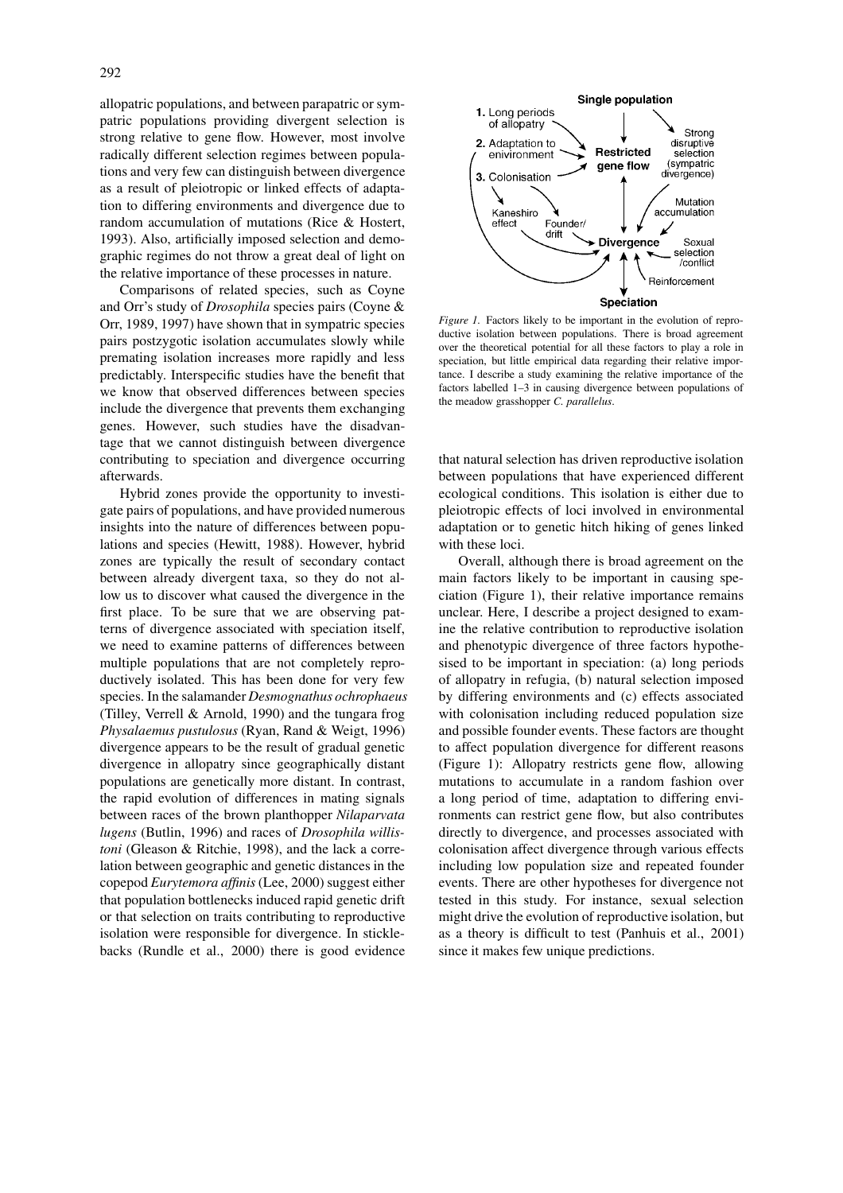allopatric populations, and between parapatric or sympatric populations providing divergent selection is strong relative to gene flow. However, most involve radically different selection regimes between populations and very few can distinguish between divergence as a result of pleiotropic or linked effects of adaptation to differing environments and divergence due to random accumulation of mutations (Rice & Hostert, 1993). Also, artificially imposed selection and demographic regimes do not throw a great deal of light on the relative importance of these processes in nature.

Comparisons of related species, such as Coyne and Orr's study of *Drosophila* species pairs (Coyne & Orr, 1989, 1997) have shown that in sympatric species pairs postzygotic isolation accumulates slowly while premating isolation increases more rapidly and less predictably. Interspecific studies have the benefit that we know that observed differences between species include the divergence that prevents them exchanging genes. However, such studies have the disadvantage that we cannot distinguish between divergence contributing to speciation and divergence occurring afterwards.

Hybrid zones provide the opportunity to investigate pairs of populations, and have provided numerous insights into the nature of differences between populations and species (Hewitt, 1988). However, hybrid zones are typically the result of secondary contact between already divergent taxa, so they do not allow us to discover what caused the divergence in the first place. To be sure that we are observing patterns of divergence associated with speciation itself, we need to examine patterns of differences between multiple populations that are not completely reproductively isolated. This has been done for very few species. In the salamander *Desmognathus ochrophaeus* (Tilley, Verrell & Arnold, 1990) and the tungara frog *Physalaemus pustulosus* (Ryan, Rand & Weigt, 1996) divergence appears to be the result of gradual genetic divergence in allopatry since geographically distant populations are genetically more distant. In contrast, the rapid evolution of differences in mating signals between races of the brown planthopper *Nilaparvata lugens* (Butlin, 1996) and races of *Drosophila willistoni* (Gleason & Ritchie, 1998), and the lack a correlation between geographic and genetic distances in the copepod *Eurytemora affinis* (Lee, 2000) suggest either that population bottlenecks induced rapid genetic drift or that selection on traits contributing to reproductive isolation were responsible for divergence. In sticklebacks (Rundle et al., 2000) there is good evidence that natural selection has driven reproductive isolation between populations that have experienced different ecological conditions. This isolation is either due to pleiotropic effects of loci involved in environmental adaptation or to genetic hitch hiking of genes linked with these loci.

*Figure 1.* Factors likely to be important in the evolution of reproductive isolation between populations. There is broad agreement over the theoretical potential for all these factors to play a role in speciation, but little empirical data regarding their relative importance. I describe a study examining the relative importance of the factors labelled 1–3 in causing divergence between populations of the meadow grasshopper *C. parallelus*.

Overall, although there is broad agreement on the main factors likely to be important in causing speciation (Figure 1), their relative importance remains unclear. Here, I describe a project designed to examine the relative contribution to reproductive isolation and phenotypic divergence of three factors hypothesised to be important in speciation: (a) long periods of allopatry in refugia, (b) natural selection imposed by differing environments and (c) effects associated with colonisation including reduced population size and possible founder events. These factors are thought to affect population divergence for different reasons (Figure 1): Allopatry restricts gene flow, allowing mutations to accumulate in a random fashion over a long period of time, adaptation to differing environments can restrict gene flow, but also contributes directly to divergence, and processes associated with colonisation affect divergence through various effects including low population size and repeated founder events. There are other hypotheses for divergence not tested in this study. For instance, sexual selection might drive the evolution of reproductive isolation, but as a theory is difficult to test (Panhuis et al., 2001) since it makes few unique predictions.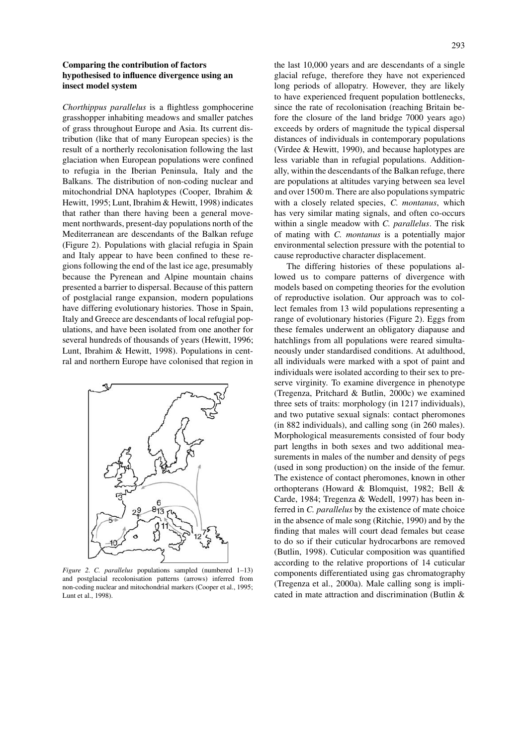### Comparing the contribution of factors hypothesised to influence divergence using an insect model system

*Chorthippus parallelus* is a flightless gomphocerine grasshopper inhabiting meadows and smaller patches of grass throughout Europe and Asia. Its current distribution (like that of many European species) is the result of a northerly recolonisation following the last glaciation when European populations were confined to refugia in the Iberian Peninsula, Italy and the Balkans. The distribution of non-coding nuclear and mitochondrial DNA haplotypes (Cooper, Ibrahim & Hewitt, 1995; Lunt, Ibrahim & Hewitt, 1998) indicates that rather than there having been a general movement northwards, present-day populations north of the Mediterranean are descendants of the Balkan refuge (Figure 2). Populations with glacial refugia in Spain and Italy appear to have been confined to these regions following the end of the last ice age, presumably because the Pyrenean and Alpine mountain chains presented a barrier to dispersal. Because of this pattern of postglacial range expansion, modern populations have differing evolutionary histories. Those in Spain, Italy and Greece are descendants of local refugial populations, and have been isolated from one another for several hundreds of thousands of years (Hewitt, 1996; Lunt, Ibrahim & Hewitt, 1998). Populations in central and northern Europe have colonised that region in the last 10,000 years and are descendants of a single glacial refuge, therefore they have not experienced long periods of allopatry. However, they are likely to have experienced frequent population bottlenecks, since the rate of recolonisation (reaching Britain before the closure of the land bridge 7000 years ago) exceeds by orders of magnitude the typical dispersal distances of individuals in contemporary populations (Virdee & Hewitt, 1990), and because haplotypes are less variable than in refugial populations. Additionally, within the descendants of the Balkan refuge, there are populations at altitudes varying between sea level and over 1500 m. There are also populations sympatric with a closely related species, *C. montanus*, which has very similar mating signals, and often co-occurs within a single meadow with *C. parallelus*. The risk of mating with *C. montanus* is a potentially major environmental selection pressure with the potential to cause reproductive character displacement.

*Figure 2. C. parallelus* populations sampled (numbered 1–13) and postglacial recolonisation patterns (arrows) inferred from non-coding nuclear and mitochondrial markers (Cooper et al., 1995; Lunt et al., 1998).

The differing histories of these populations allowed us to compare patterns of divergence with models based on competing theories for the evolution of reproductive isolation. Our approach was to collect females from 13 wild populations representing a range of evolutionary histories (Figure 2). Eggs from these females underwent an obligatory diapause and hatchlings from all populations were reared simultaneously under standardised conditions. At adulthood, all individuals were marked with a spot of paint and individuals were isolated according to their sex to preserve virginity. To examine divergence in phenotype (Tregenza, Pritchard & Butlin, 2000c) we examined three sets of traits: morphology (in 1217 individuals), and two putative sexual signals: contact pheromones (in 882 individuals), and calling song (in 260 males). Morphological measurements consisted of four body part lengths in both sexes and two additional measurements in males of the number and density of pegs (used in song production) on the inside of the femur. The existence of contact pheromones, known in other orthopterans (Howard & Blomquist, 1982; Bell & Carde, 1984; Tregenza & Wedell, 1997) has been inferred in *C. parallelus* by the existence of mate choice in the absence of male song (Ritchie, 1990) and by the finding that males will court dead females but cease to do so if their cuticular hydrocarbons are removed (Butlin, 1998). Cuticular composition was quantified according to the relative proportions of 14 cuticular components differentiated using gas chromatography (Tregenza et al., 2000a). Male calling song is implicated in mate attraction and discrimination (Butlin &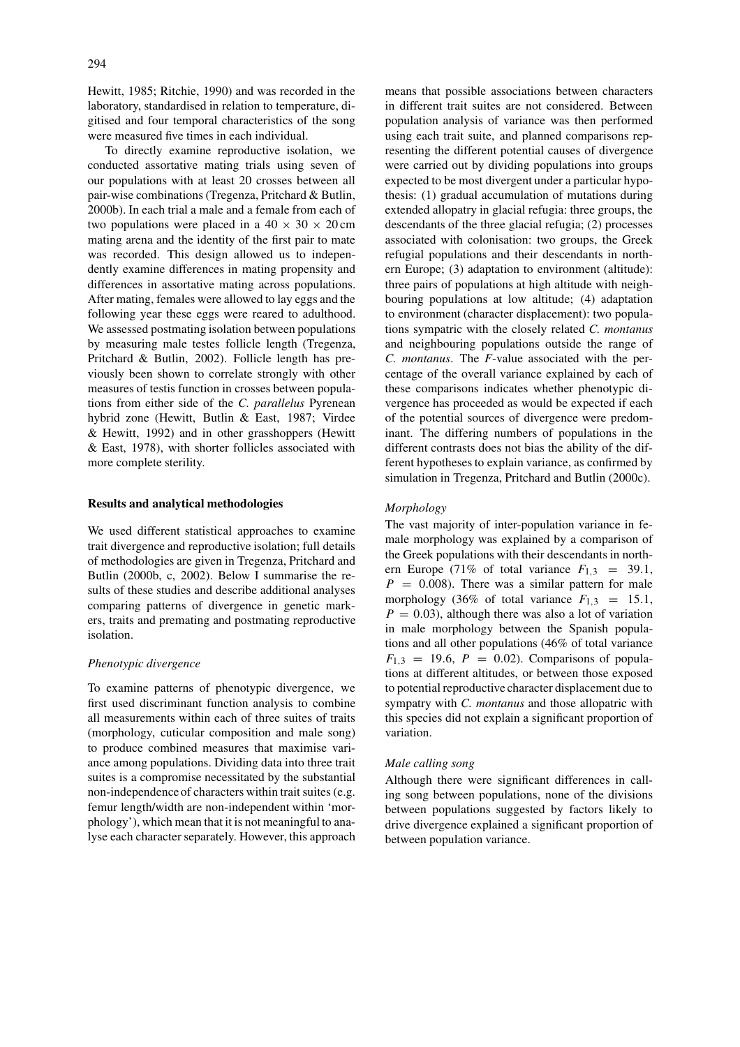Hewitt, 1985; Ritchie, 1990) and was recorded in the laboratory, standardised in relation to temperature, digitised and four temporal characteristics of the song were measured five times in each individual.

To directly examine reproductive isolation, we conducted assortative mating trials using seven of our populations with at least 20 crosses between all pair-wise combinations (Tregenza, Pritchard & Butlin, 2000b). In each trial a male and a female from each of two populations were placed in a $40 \times 30 \times 20$ cm mating arena and the identity of the first pair to mate was recorded. This design allowed us to independently examine differences in mating propensity and differences in assortative mating across populations. After mating, females were allowed to lay eggs and the following year these eggs were reared to adulthood. We assessed postmating isolation between populations by measuring male testes follicle length (Tregenza, Pritchard & Butlin, 2002). Follicle length has previously been shown to correlate strongly with other measures of testis function in crosses between populations from either side of the *C. parallelus* Pyrenean hybrid zone (Hewitt, Butlin & East, 1987; Virdee & Hewitt, 1992) and in other grasshoppers (Hewitt & East, 1978), with shorter follicles associated with more complete sterility.

## Results and analytical methodologies

We used different statistical approaches to examine trait divergence and reproductive isolation; full details of methodologies are given in Tregenza, Pritchard and Butlin (2000b, c, 2002). Below I summarise the results of these studies and describe additional analyses comparing patterns of divergence in genetic markers, traits and premating and postmating reproductive isolation.

### *Phenotypic divergence*

To examine patterns of phenotypic divergence, we first used discriminant function analysis to combine all measurements within each of three suites of traits (morphology, cuticular composition and male song) to produce combined measures that maximise variance among populations. Dividing data into three trait suites is a compromise necessitated by the substantial non-independence of characters within trait suites (e.g. femur length/width are non-independent within 'morphology'), which mean that it is not meaningful to analyse each character separately. However, this approach means that possible associations between characters in different trait suites are not considered. Between population analysis of variance was then performed using each trait suite, and planned comparisons representing the different potential causes of divergence were carried out by dividing populations into groups expected to be most divergent under a particular hypothesis: (1) gradual accumulation of mutations during extended allopatry in glacial refugia: three groups, the descendants of the three glacial refugia; (2) processes associated with colonisation: two groups, the Greek refugial populations and their descendants in northern Europe; (3) adaptation to environment (altitude): three pairs of populations at high altitude with neighbouring populations at low altitude; (4) adaptation to environment (character displacement): two populations sympatric with the closely related *C. montanus* and neighbouring populations outside the range of *C. montanus*. The *F*-value associated with the percentage of the overall variance explained by each of these comparisons indicates whether phenotypic divergence has proceeded as would be expected if each of the potential sources of divergence were predominant. The differing numbers of populations in the different contrasts does not bias the ability of the different hypotheses to explain variance, as confirmed by simulation in Tregenza, Pritchard and Butlin (2000c).

### *Morphology*

The vast majority of inter-population variance in female morphology was explained by a comparison of the Greek populations with their descendants in northern Europe (71% of total variance $F_{1,3} = 39.1$, $P = 0.008$). There was a similar pattern for male morphology (36% of total variance $F_{1,3} = 15.1$, $P = 0.03$), although there was also a lot of variation in male morphology between the Spanish populations and all other populations (46% of total variance $F_{1,3} = 19.6$, $P = 0.02$). Comparisons of populations at different altitudes, or between those exposed to potential reproductive character displacement due to sympatry with *C. montanus* and those allopatric with this species did not explain a significant proportion of variation.

### *Male calling song*

Although there were significant differences in calling song between populations, none of the divisions between populations suggested by factors likely to drive divergence explained a significant proportion of between population variance.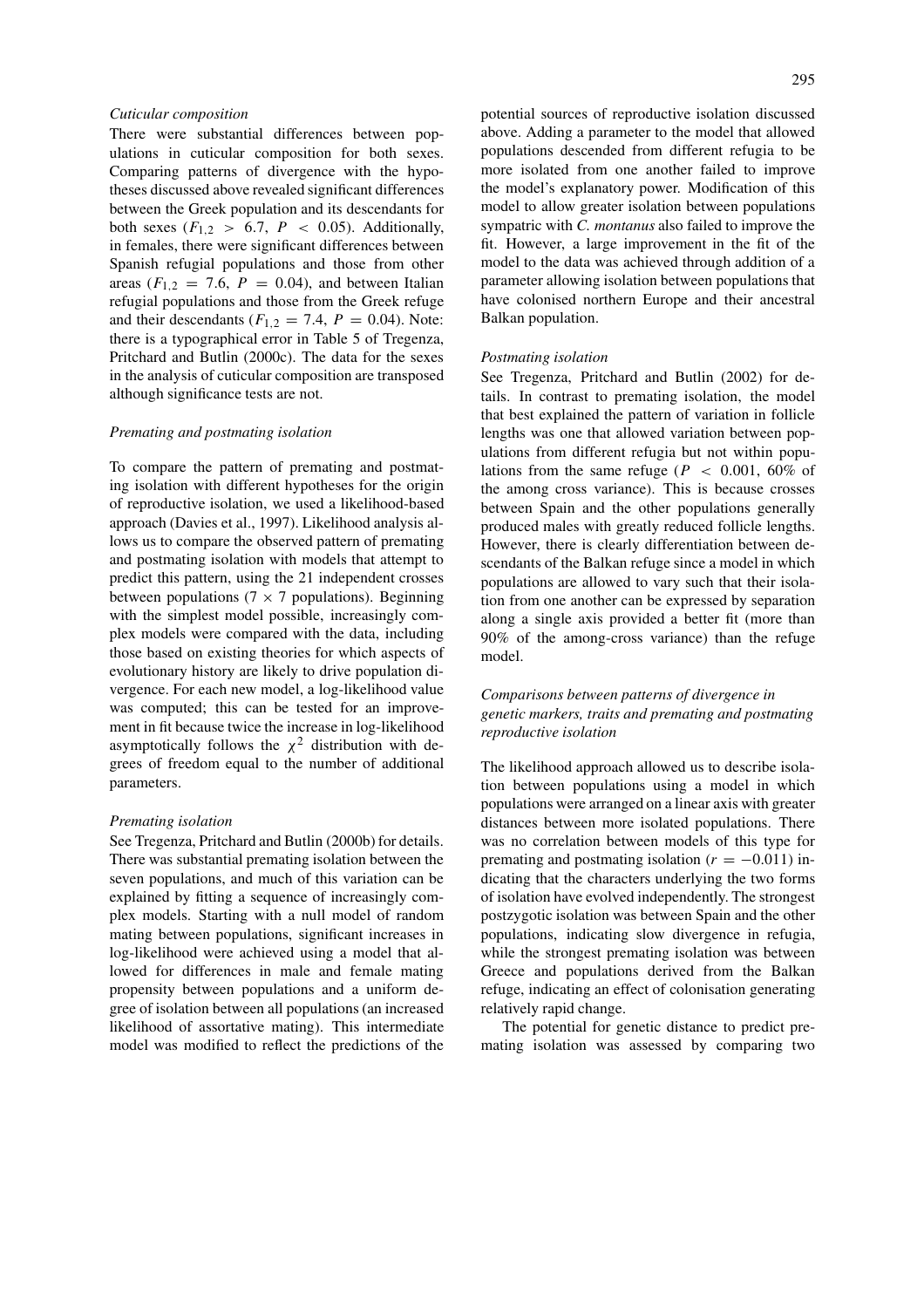*Cuticular composition*

There were substantial differences between populations in cuticular composition for both sexes. Comparing patterns of divergence with the hypotheses discussed above revealed significant differences between the Greek population and its descendants for both sexes ($F_{1,2} > 6.7$, $P < 0.05$). Additionally, in females, there were significant differences between Spanish refugial populations and those from other areas ($F_{1,2} = 7.6$, $P = 0.04$), and between Italian refugial populations and those from the Greek refuge and their descendants ($F_{1,2} = 7.4$, $P = 0.04$). Note: there is a typographical error in Table 5 of Tregenza, Pritchard and Butlin (2000c). The data for the sexes in the analysis of cuticular composition are transposed although significance tests are not.

*Premating and postmating isolation*

To compare the pattern of premating and postmating isolation with different hypotheses for the origin of reproductive isolation, we used a likelihood-based approach (Davies et al., 1997). Likelihood analysis allows us to compare the observed pattern of premating and postmating isolation with models that attempt to predict this pattern, using the 21 independent crosses between populations ($7 \times 7$ populations). Beginning with the simplest model possible, increasingly complex models were compared with the data, including those based on existing theories for which aspects of evolutionary history are likely to drive population divergence. For each new model, a log-likelihood value was computed; this can be tested for an improvement in fit because twice the increase in log-likelihood asymptotically follows the $\chi^2$ distribution with degrees of freedom equal to the number of additional parameters.

*Premating isolation*

See Tregenza, Pritchard and Butlin (2000b) for details. There was substantial premating isolation between the seven populations, and much of this variation can be explained by fitting a sequence of increasingly complex models. Starting with a null model of random mating between populations, significant increases in log-likelihood were achieved using a model that allowed for differences in male and female mating propensity between populations and a uniform degree of isolation between all populations (an increased likelihood of assortative mating). This intermediate model was modified to reflect the predictions of the potential sources of reproductive isolation discussed above. Adding a parameter to the model that allowed populations descended from different refugia to be more isolated from one another failed to improve the model's explanatory power. Modification of this model to allow greater isolation between populations sympatric with *C. montanus* also failed to improve the fit. However, a large improvement in the fit of the model to the data was achieved through addition of a parameter allowing isolation between populations that have colonised northern Europe and their ancestral Balkan population.

*Postmating isolation*

See Tregenza, Pritchard and Butlin (2002) for details. In contrast to premating isolation, the model that best explained the pattern of variation in follicle lengths was one that allowed variation between populations from different refugia but not within populations from the same refuge ($P < 0.001$, 60% of the among cross variance). This is because crosses between Spain and the other populations generally produced males with greatly reduced follicle lengths. However, there is clearly differentiation between descendants of the Balkan refuge since a model in which populations are allowed to vary such that their isolation from one another can be expressed by separation along a single axis provided a better fit (more than 90% of the among-cross variance) than the refuge model.

*Comparisons between patterns of divergence in genetic markers, traits and premating and postmating reproductive isolation*

The likelihood approach allowed us to describe isolation between populations using a model in which populations were arranged on a linear axis with greater distances between more isolated populations. There was no correlation between models of this type for premating and postmating isolation ($r = -0.011$) indicating that the characters underlying the two forms of isolation have evolved independently. The strongest postzygotic isolation was between Spain and the other populations, indicating slow divergence in refugia, while the strongest premating isolation was between Greece and populations derived from the Balkan refuge, indicating an effect of colonisation generating relatively rapid change.

The potential for genetic distance to predict premating isolation was assessed by comparing two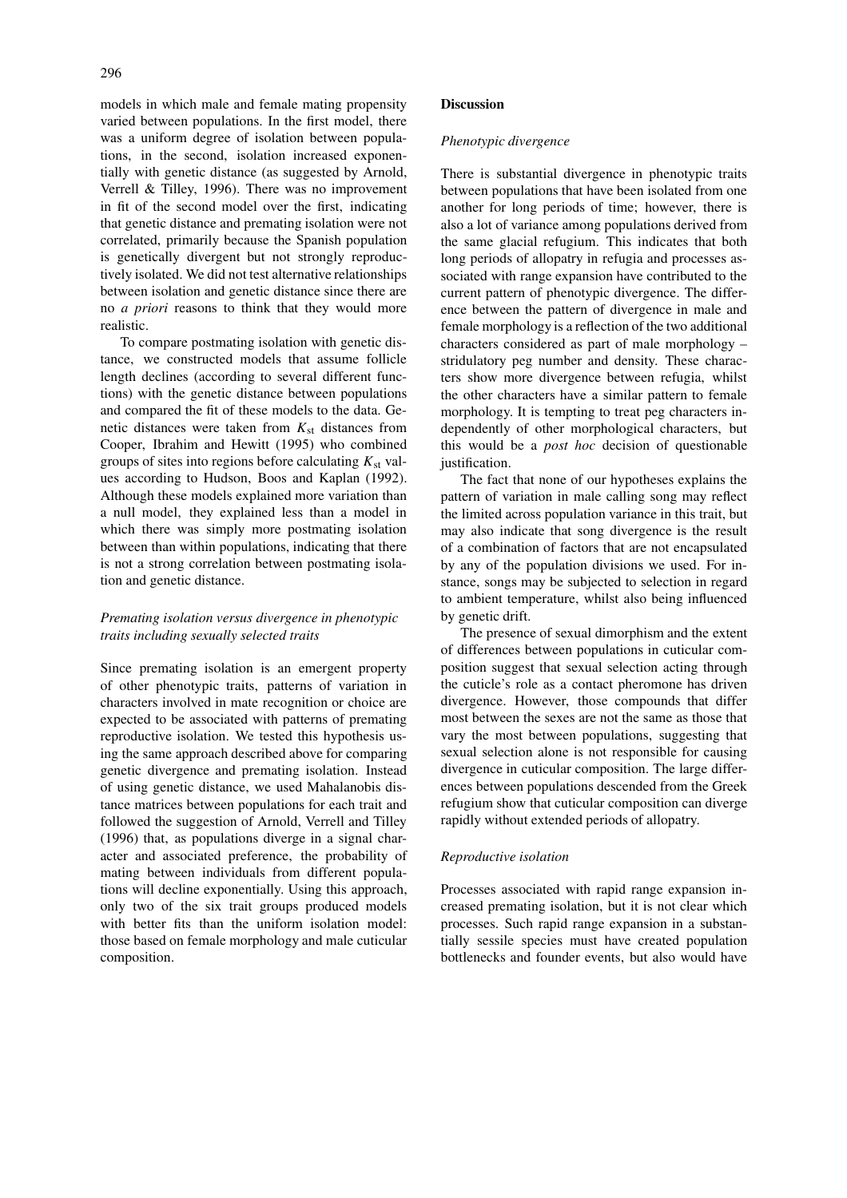models in which male and female mating propensity varied between populations. In the first model, there was a uniform degree of isolation between populations, in the second, isolation increased exponentially with genetic distance (as suggested by Arnold, Verrell & Tilley, 1996). There was no improvement in fit of the second model over the first, indicating that genetic distance and premating isolation were not correlated, primarily because the Spanish population is genetically divergent but not strongly reproductively isolated. We did not test alternative relationships between isolation and genetic distance since there are no *a priori* reasons to think that they would more realistic.

To compare postmating isolation with genetic distance, we constructed models that assume follicle length declines (according to several different functions) with the genetic distance between populations and compared the fit of these models to the data. Genetic distances were taken from $K_{st}$ distances from Cooper, Ibrahim and Hewitt (1995) who combined groups of sites into regions before calculating $K_{st}$ values according to Hudson, Boos and Kaplan (1992). Although these models explained more variation than a null model, they explained less than a model in which there was simply more postmating isolation between than within populations, indicating that there is not a strong correlation between postmating isolation and genetic distance.

### *Premating isolation versus divergence in phenotypic traits including sexually selected traits*

Since premating isolation is an emergent property of other phenotypic traits, patterns of variation in characters involved in mate recognition or choice are expected to be associated with patterns of premating reproductive isolation. We tested this hypothesis using the same approach described above for comparing genetic divergence and premating isolation. Instead of using genetic distance, we used Mahalanobis distance matrices between populations for each trait and followed the suggestion of Arnold, Verrell and Tilley (1996) that, as populations diverge in a signal character and associated preference, the probability of mating between individuals from different populations will decline exponentially. Using this approach, only two of the six trait groups produced models with better fits than the uniform isolation model: those based on female morphology and male cuticular composition.

## Discussion

### *Phenotypic divergence*

There is substantial divergence in phenotypic traits between populations that have been isolated from one another for long periods of time; however, there is also a lot of variance among populations derived from the same glacial refugium. This indicates that both long periods of allopatry in refugia and processes associated with range expansion have contributed to the current pattern of phenotypic divergence. The difference between the pattern of divergence in male and female morphology is a reflection of the two additional characters considered as part of male morphology – stridulatory peg number and density. These characters show more divergence between refugia, whilst the other characters have a similar pattern to female morphology. It is tempting to treat peg characters independently of other morphological characters, but this would be a *post hoc* decision of questionable justification.

The fact that none of our hypotheses explains the pattern of variation in male calling song may reflect the limited across population variance in this trait, but may also indicate that song divergence is the result of a combination of factors that are not encapsulated by any of the population divisions we used. For instance, songs may be subjected to selection in regard to ambient temperature, whilst also being influenced by genetic drift.

The presence of sexual dimorphism and the extent of differences between populations in cuticular composition suggest that sexual selection acting through the cuticle's role as a contact pheromone has driven divergence. However, those compounds that differ most between the sexes are not the same as those that vary the most between populations, suggesting that sexual selection alone is not responsible for causing divergence in cuticular composition. The large differences between populations descended from the Greek refugium show that cuticular composition can diverge rapidly without extended periods of allopatry.

### *Reproductive isolation*

Processes associated with rapid range expansion increased premating isolation, but it is not clear which processes. Such rapid range expansion in a substantially sessile species must have created population bottlenecks and founder events, but also would have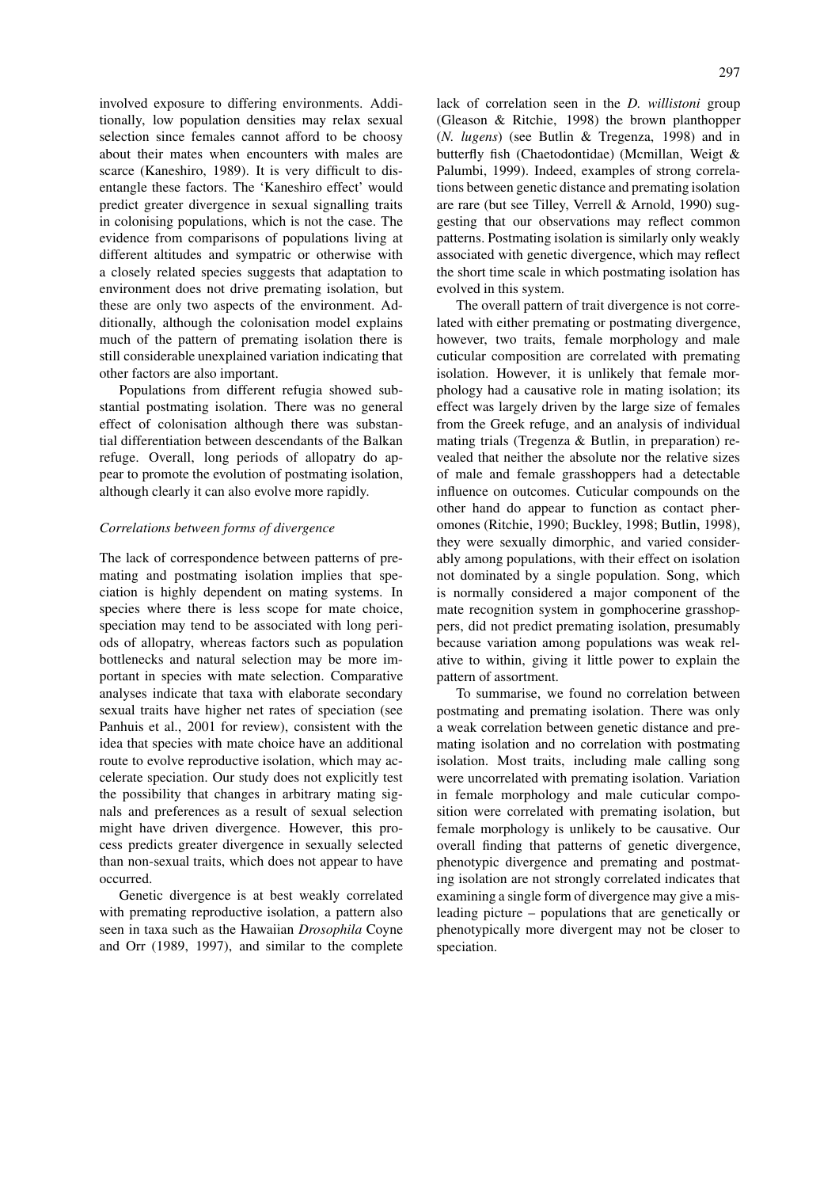involved exposure to differing environments. Additionally, low population densities may relax sexual selection since females cannot afford to be choosy about their mates when encounters with males are scarce (Kaneshiro, 1989). It is very difficult to disentangle these factors. The 'Kaneshiro effect' would predict greater divergence in sexual signalling traits in colonising populations, which is not the case. The evidence from comparisons of populations living at different altitudes and sympatric or otherwise with a closely related species suggests that adaptation to environment does not drive premating isolation, but these are only two aspects of the environment. Additionally, although the colonisation model explains much of the pattern of premating isolation there is still considerable unexplained variation indicating that other factors are also important.

Populations from different refugia showed substantial postmating isolation. There was no general effect of colonisation although there was substantial differentiation between descendants of the Balkan refuge. Overall, long periods of allopatry do appear to promote the evolution of postmating isolation, although clearly it can also evolve more rapidly.

*Correlations between forms of divergence*

The lack of correspondence between patterns of premating and postmating isolation implies that speciation is highly dependent on mating systems. In species where there is less scope for mate choice, speciation may tend to be associated with long periods of allopatry, whereas factors such as population bottlenecks and natural selection may be more important in species with mate selection. Comparative analyses indicate that taxa with elaborate secondary sexual traits have higher net rates of speciation (see Panhuis et al., 2001 for review), consistent with the idea that species with mate choice have an additional route to evolve reproductive isolation, which may accelerate speciation. Our study does not explicitly test the possibility that changes in arbitrary mating signals and preferences as a result of sexual selection might have driven divergence. However, this process predicts greater divergence in sexually selected than non-sexual traits, which does not appear to have occurred.

Genetic divergence is at best weakly correlated with premating reproductive isolation, a pattern also seen in taxa such as the Hawaiian *Drosophila* Coyne and Orr (1989, 1997), and similar to the complete lack of correlation seen in the *D. willistoni* group (Gleason & Ritchie, 1998) the brown planthopper (*N. lugens*) (see Butlin & Tregenza, 1998) and in butterfly fish (Chaetodontidae) (Mcmillan, Weigt & Palumbi, 1999). Indeed, examples of strong correlations between genetic distance and premating isolation are rare (but see Tilley, Verrell & Arnold, 1990) suggesting that our observations may reflect common patterns. Postmating isolation is similarly only weakly associated with genetic divergence, which may reflect the short time scale in which postmating isolation has evolved in this system.

The overall pattern of trait divergence is not correlated with either premating or postmating divergence, however, two traits, female morphology and male cuticular composition are correlated with premating isolation. However, it is unlikely that female morphology had a causative role in mating isolation; its effect was largely driven by the large size of females from the Greek refuge, and an analysis of individual mating trials (Tregenza & Butlin, in preparation) revealed that neither the absolute nor the relative sizes of male and female grasshoppers had a detectable influence on outcomes. Cuticular compounds on the other hand do appear to function as contact pheromones (Ritchie, 1990; Buckley, 1998; Butlin, 1998), they were sexually dimorphic, and varied considerably among populations, with their effect on isolation not dominated by a single population. Song, which is normally considered a major component of the mate recognition system in gomphocerine grasshoppers, did not predict premating isolation, presumably because variation among populations was weak relative to within, giving it little power to explain the pattern of assortment.

To summarise, we found no correlation between postmating and premating isolation. There was only a weak correlation between genetic distance and premating isolation and no correlation with postmating isolation. Most traits, including male calling song were uncorrelated with premating isolation. Variation in female morphology and male cuticular composition were correlated with premating isolation, but female morphology is unlikely to be causative. Our overall finding that patterns of genetic divergence, phenotypic divergence and premating and postmating isolation are not strongly correlated indicates that examining a single form of divergence may give a misleading picture – populations that are genetically or phenotypically more divergent may not be closer to speciation.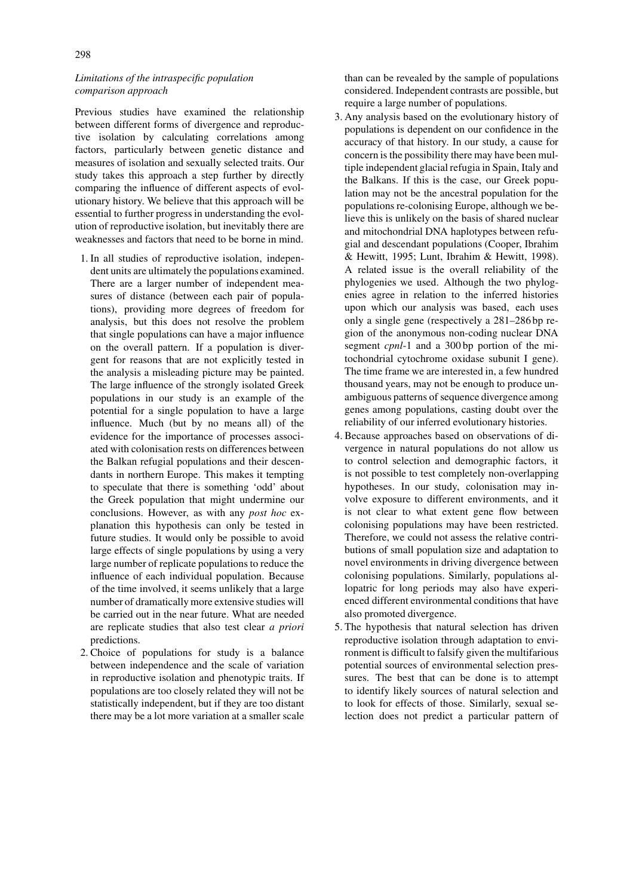### *Limitations of the intraspecific population comparison approach*

Previous studies have examined the relationship between different forms of divergence and reproductive isolation by calculating correlations among factors, particularly between genetic distance and measures of isolation and sexually selected traits. Our study takes this approach a step further by directly comparing the influence of different aspects of evolutionary history. We believe that this approach will be essential to further progress in understanding the evolution of reproductive isolation, but inevitably there are weaknesses and factors that need to be borne in mind.

1. In all studies of reproductive isolation, independent units are ultimately the populations examined. There are a larger number of independent measures of distance (between each pair of populations), providing more degrees of freedom for analysis, but this does not resolve the problem that single populations can have a major influence on the overall pattern. If a population is divergent for reasons that are not explicitly tested in the analysis a misleading picture may be painted. The large influence of the strongly isolated Greek populations in our study is an example of the potential for a single population to have a large influence. Much (but by no means all) of the evidence for the importance of processes associated with colonisation rests on differences between the Balkan refugial populations and their descendants in northern Europe. This makes it tempting to speculate that there is something 'odd' about the Greek population that might undermine our conclusions. However, as with any *post hoc* explanation this hypothesis can only be tested in future studies. It would only be possible to avoid large effects of single populations by using a very large number of replicate populations to reduce the influence of each individual population. Because of the time involved, it seems unlikely that a large number of dramatically more extensive studies will be carried out in the near future. What are needed are replicate studies that also test clear *a priori* predictions.
2. Choice of populations for study is a balance between independence and the scale of variation in reproductive isolation and phenotypic traits. If populations are too closely related they will not be statistically independent, but if they are too distant there may be a lot more variation at a smaller scale than can be revealed by the sample of populations considered. Independent contrasts are possible, but require a large number of populations.
3. Any analysis based on the evolutionary history of populations is dependent on our confidence in the accuracy of that history. In our study, a cause for concern is the possibility there may have been multiple independent glacial refugia in Spain, Italy and the Balkans. If this is the case, our Greek population may not be the ancestral population for the populations re-colonising Europe, although we believe this is unlikely on the basis of shared nuclear and mitochondrial DNA haplotypes between refugial and descendant populations (Cooper, Ibrahim & Hewitt, 1995; Lunt, Ibrahim & Hewitt, 1998). A related issue is the overall reliability of the phylogenies we used. Although the two phylogenies agree in relation to the inferred histories upon which our analysis was based, each uses only a single gene (respectively a 281–286 bp region of the anonymous non-coding nuclear DNA segment *cpnl*-1 and a 300 bp portion of the mitochondrial cytochrome oxidase subunit I gene). The time frame we are interested in, a few hundred thousand years, may not be enough to produce unambiguous patterns of sequence divergence among genes among populations, casting doubt over the reliability of our inferred evolutionary histories.
4. Because approaches based on observations of divergence in natural populations do not allow us to control selection and demographic factors, it is not possible to test completely non-overlapping hypotheses. In our study, colonisation may involve exposure to different environments, and it is not clear to what extent gene flow between colonising populations may have been restricted. Therefore, we could not assess the relative contributions of small population size and adaptation to novel environments in driving divergence between colonising populations. Similarly, populations allopatric for long periods may also have experienced different environmental conditions that have also promoted divergence.
5. The hypothesis that natural selection has driven reproductive isolation through adaptation to environment is difficult to falsify given the multifarious potential sources of environmental selection pressures. The best that can be done is to attempt to identify likely sources of natural selection and to look for effects of those. Similarly, sexual selection does not predict a particular pattern of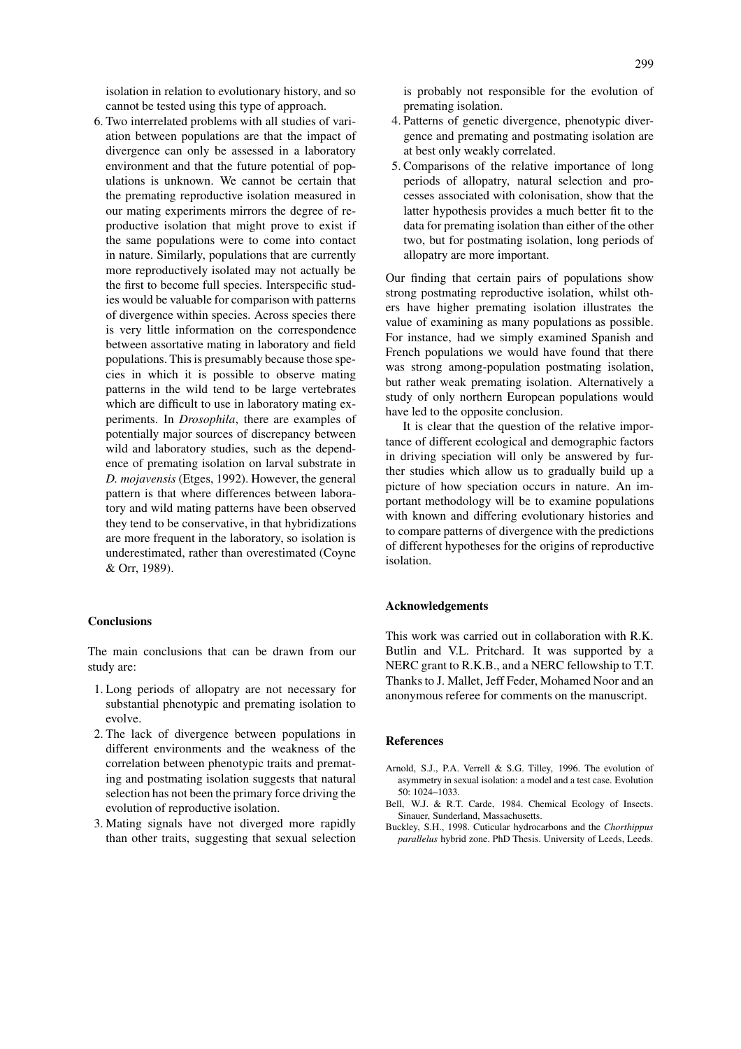isolation in relation to evolutionary history, and so cannot be tested using this type of approach.

6. Two interrelated problems with all studies of variation between populations are that the impact of divergence can only be assessed in a laboratory environment and that the future potential of populations is unknown. We cannot be certain that the premating reproductive isolation measured in our mating experiments mirrors the degree of reproductive isolation that might prove to exist if the same populations were to come into contact in nature. Similarly, populations that are currently more reproductively isolated may not actually be the first to become full species. Interspecific studies would be valuable for comparison with patterns of divergence within species. Across species there is very little information on the correspondence between assortative mating in laboratory and field populations. This is presumably because those species in which it is possible to observe mating patterns in the wild tend to be large vertebrates which are difficult to use in laboratory mating experiments. In *Drosophila*, there are examples of potentially major sources of discrepancy between wild and laboratory studies, such as the dependence of premating isolation on larval substrate in *D. mojavensis* (Etges, 1992). However, the general pattern is that where differences between laboratory and wild mating patterns have been observed they tend to be conservative, in that hybridizations are more frequent in the laboratory, so isolation is underestimated, rather than overestimated (Coyne & Orr, 1989).

## Conclusions

The main conclusions that can be drawn from our study are:

1. Long periods of allopatry are not necessary for substantial phenotypic and premating isolation to evolve.
2. The lack of divergence between populations in different environments and the weakness of the correlation between phenotypic traits and premating and postmating isolation suggests that natural selection has not been the primary force driving the evolution of reproductive isolation.
3. Mating signals have not diverged more rapidly than other traits, suggesting that sexual selection is probably not responsible for the evolution of premating isolation.
4. Patterns of genetic divergence, phenotypic divergence and premating and postmating isolation are at best only weakly correlated.
5. Comparisons of the relative importance of long periods of allopatry, natural selection and processes associated with colonisation, show that the latter hypothesis provides a much better fit to the data for premating isolation than either of the other two, but for postmating isolation, long periods of allopatry are more important.

Our finding that certain pairs of populations show strong postmating reproductive isolation, whilst others have higher premating isolation illustrates the value of examining as many populations as possible. For instance, had we simply examined Spanish and French populations we would have found that there was strong among-population postmating isolation, but rather weak premating isolation. Alternatively a study of only northern European populations would have led to the opposite conclusion.

It is clear that the question of the relative importance of different ecological and demographic factors in driving speciation will only be answered by further studies which allow us to gradually build up a picture of how speciation occurs in nature. An important methodology will be to examine populations with known and differing evolutionary histories and to compare patterns of divergence with the predictions of different hypotheses for the origins of reproductive isolation.

## Acknowledgements

This work was carried out in collaboration with R.K. Butlin and V.L. Pritchard. It was supported by a NERC grant to R.K.B., and a NERC fellowship to T.T. Thanks to J. Mallet, Jeff Feder, Mohamed Noor and an anonymous referee for comments on the manuscript.

## References

Arnold, S.J., P.A. Verrell & S.G. Tilley, 1996. The evolution of asymmetry in sexual isolation: a model and a test case. Evolution 50: 1024–1033.

Bell, W.J. & R.T. Carde, 1984. Chemical Ecology of Insects. Sinauer, Sunderland, Massachusetts.

Buckley, S.H., 1998. Cuticular hydrocarbons and the *Chorthippus parallelus* hybrid zone. PhD Thesis. University of Leeds, Leeds.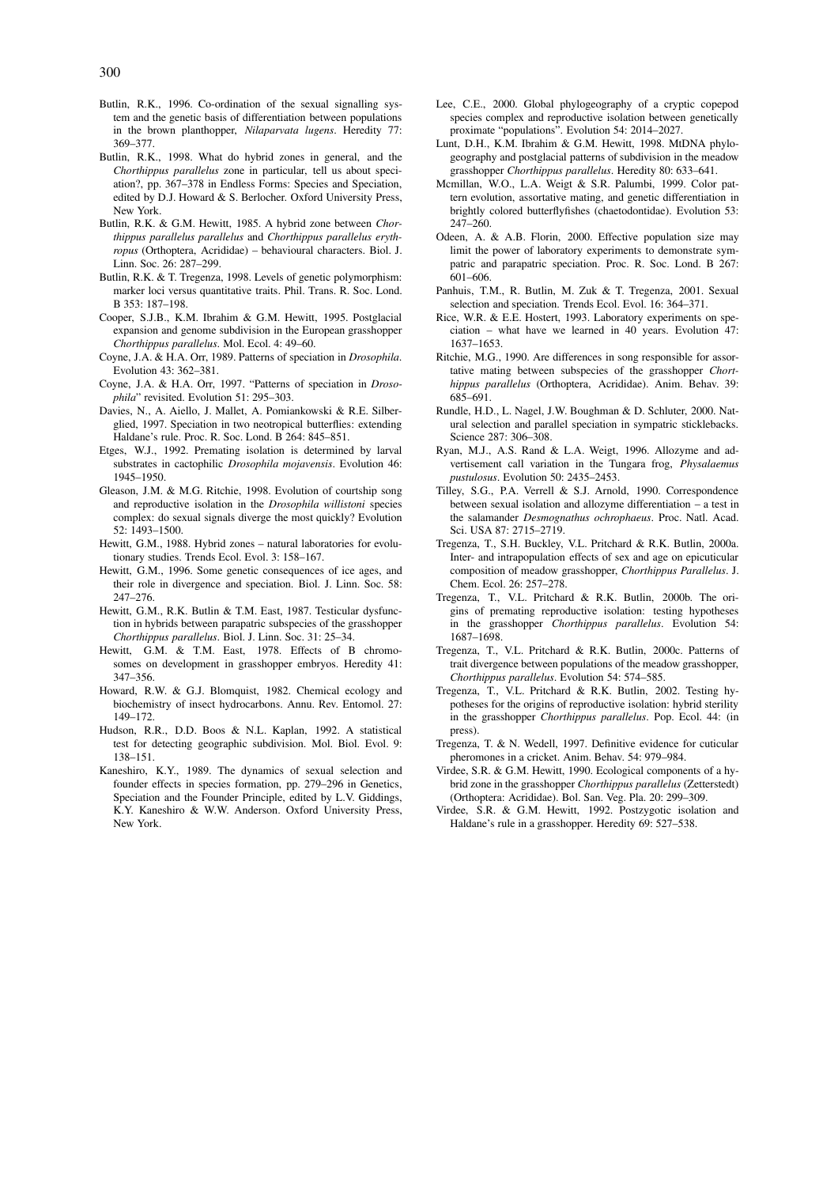Butlin, R.K., 1996. Co-ordination of the sexual signalling system and the genetic basis of differentiation between populations in the brown planthopper, *Nilaparvata lugens*. Heredity 77: 369–377.

Butlin, R.K., 1998. What do hybrid zones in general, and the *Chorthippus parallelus* zone in particular, tell us about speciation?, pp. 367–378 in Endless Forms: Species and Speciation, edited by D.J. Howard & S. Berlocher. Oxford University Press, New York.

Butlin, R.K. & G.M. Hewitt, 1985. A hybrid zone between *Chorthippus parallelus parallelus* and *Chorthippus parallelus erythropus* (Orthoptera, Acrididae) – behavioural characters. Biol. J. Linn. Soc. 26: 287–299.

Butlin, R.K. & T. Tregenza, 1998. Levels of genetic polymorphism: marker loci versus quantitative traits. Phil. Trans. R. Soc. Lond. B 353: 187–198.

Cooper, S.J.B., K.M. Ibrahim & G.M. Hewitt, 1995. Postglacial expansion and genome subdivision in the European grasshopper *Chorthippus parallelus*. Mol. Ecol. 4: 49–60.

Coyne, J.A. & H.A. Orr, 1989. Patterns of speciation in *Drosophila*. Evolution 43: 362–381.

Coyne, J.A. & H.A. Orr, 1997. "Patterns of speciation in *Drosophila*" revisited. Evolution 51: 295–303.

Davies, N., A. Aiello, J. Mallet, A. Pomiankowski & R.E. Silberglied, 1997. Speciation in two neotropical butterflies: extending Haldane's rule. Proc. R. Soc. Lond. B 264: 845–851.

Etges, W.J., 1992. Premating isolation is determined by larval substrates in cactophilic *Drosophila mojavensis*. Evolution 46: 1945–1950.

Gleason, J.M. & M.G. Ritchie, 1998. Evolution of courtship song and reproductive isolation in the *Drosophila willistoni* species complex: do sexual signals diverge the most quickly? Evolution 52: 1493–1500.

Hewitt, G.M., 1988. Hybrid zones – natural laboratories for evolutionary studies. Trends Ecol. Evol. 3: 158–167.

Hewitt, G.M., 1996. Some genetic consequences of ice ages, and their role in divergence and speciation. Biol. J. Linn. Soc. 58: 247–276.

Hewitt, G.M., R.K. Butlin & T.M. East, 1987. Testicular dysfunction in hybrids between parapatric subspecies of the grasshopper *Chorthippus parallelus*. Biol. J. Linn. Soc. 31: 25–34.

Hewitt, G.M. & T.M. East, 1978. Effects of B chromosomes on development in grasshopper embryos. Heredity 41: 347–356.

Howard, R.W. & G.J. Blomquist, 1982. Chemical ecology and biochemistry of insect hydrocarbons. Annu. Rev. Entomol. 27: 149–172.

Hudson, R.R., D.D. Boos & N.L. Kaplan, 1992. A statistical test for detecting geographic subdivision. Mol. Biol. Evol. 9: 138–151.

Kaneshiro, K.Y., 1989. The dynamics of sexual selection and founder effects in species formation, pp. 279–296 in Genetics, Speciation and the Founder Principle, edited by L.V. Giddings, K.Y. Kaneshiro & W.W. Anderson. Oxford University Press, New York.

Lee, C.E., 2000. Global phylogeography of a cryptic copepod species complex and reproductive isolation between genetically proximate "populations". Evolution 54: 2014–2027.

Lunt, D.H., K.M. Ibrahim & G.M. Hewitt, 1998. MtDNA phylogeography and postglacial patterns of subdivision in the meadow grasshopper *Chorthippus parallelus*. Heredity 80: 633–641.

Mcmillan, W.O., L.A. Weigt & S.R. Palumbi, 1999. Color pattern evolution, assortative mating, and genetic differentiation in brightly colored butterflyfishes (chaetodontidae). Evolution 53: 247–260.

Odeen, A. & A.B. Florin, 2000. Effective population size may limit the power of laboratory experiments to demonstrate sympatric and parapatric speciation. Proc. R. Soc. Lond. B 267: 601–606.

Panhuis, T.M., R. Butlin, M. Zuk & T. Tregenza, 2001. Sexual selection and speciation. Trends Ecol. Evol. 16: 364–371.

Rice, W.R. & E.E. Hostert, 1993. Laboratory experiments on speciation – what have we learned in 40 years. Evolution 47: 1637–1653.

Ritchie, M.G., 1990. Are differences in song responsible for assortative mating between subspecies of the grasshopper *Chorthippus parallelus* (Orthoptera, Acrididae). Anim. Behav. 39: 685–691.

Rundle, H.D., L. Nagel, J.W. Boughman & D. Schluter, 2000. Natural selection and parallel speciation in sympatric sticklebacks. Science 287: 306–308.

Ryan, M.J., A.S. Rand & L.A. Weigt, 1996. Allozyme and advertisement call variation in the Tungara frog, *Physalaemus pustulosus*. Evolution 50: 2435–2453.

Tilley, S.G., P.A. Verrell & S.J. Arnold, 1990. Correspondence between sexual isolation and allozyme differentiation – a test in the salamander *Desmognathus ochrophaeus*. Proc. Natl. Acad. Sci. USA 87: 2715–2719.

Tregenza, T., S.H. Buckley, V.L. Pritchard & R.K. Butlin, 2000a. Inter- and intrapopulation effects of sex and age on epicuticular composition of meadow grasshopper, *Chorthippus Parallelus*. J. Chem. Ecol. 26: 257–278.

Tregenza, T., V.L. Pritchard & R.K. Butlin, 2000b. The origins of premating reproductive isolation: testing hypotheses in the grasshopper *Chorthippus parallelus*. Evolution 54: 1687–1698.

Tregenza, T., V.L. Pritchard & R.K. Butlin, 2000c. Patterns of trait divergence between populations of the meadow grasshopper, *Chorthippus parallelus*. Evolution 54: 574–585.

Tregenza, T., V.L. Pritchard & R.K. Butlin, 2002. Testing hypotheses for the origins of reproductive isolation: hybrid sterility in the grasshopper *Chorthippus parallelus*. Pop. Ecol. 44: (in press).

Tregenza, T. & N. Wedell, 1997. Definitive evidence for cuticular pheromones in a cricket. Anim. Behav. 54: 979–984.

Virdee, S.R. & G.M. Hewitt, 1990. Ecological components of a hybrid zone in the grasshopper *Chorthippus parallelus* (Zetterstedt) (Orthoptera: Acrididae). Bol. San. Veg. Pla. 20: 299–309.

Virdee, S.R. & G.M. Hewitt, 1992. Postzygotic isolation and Haldane's rule in a grasshopper. Heredity 69: 527–538.